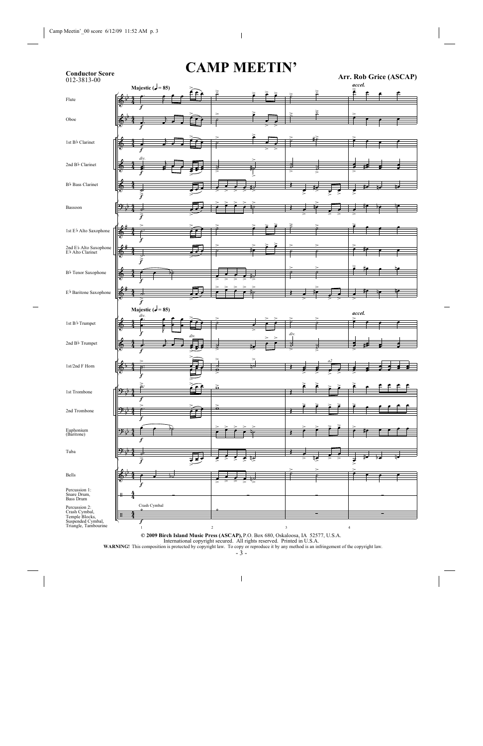**Conductor Score**
012-3813-00

# CAMP MEETIN'

**Arr. Rob Grice (ASCAP)**

**© 2009 Birch Island Music Press (ASCAP),** P.O. Box 680, Oskaloosa, IA 52577, U.S.A.
International copyright secured. All rights reserved. Printed in U.S.A.
**WARNING!** This composition is protected by copyright law. To copy or reproduce it by any method is an infringement of the copyright law.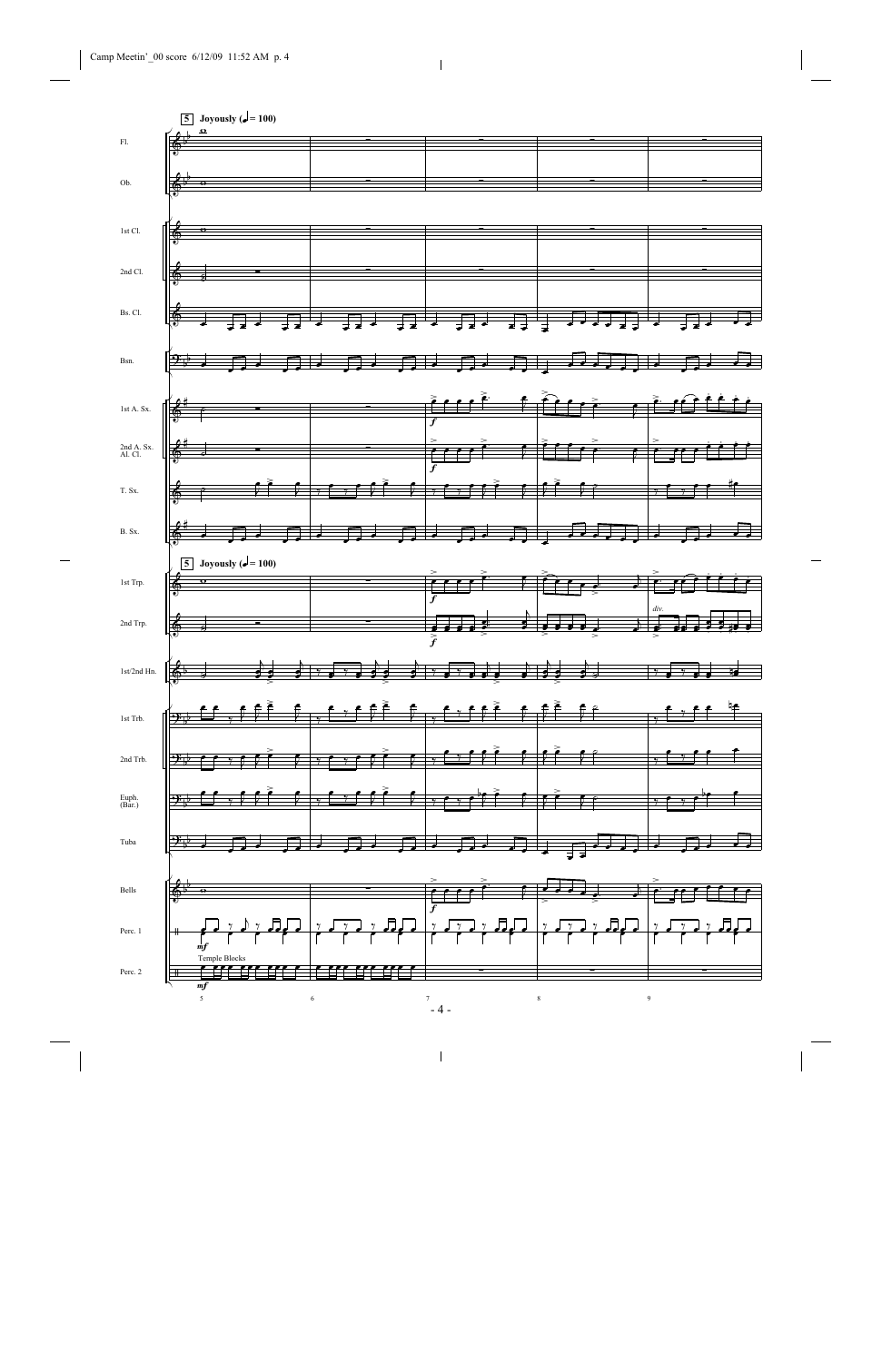5 Joyously (♩= 100)

Fl.

Ob.

1st Cl.

2nd Cl.

Bs. Cl.

Bsn.

1st A. Sx.

2nd A. Sx. Al. Cl.

T. Sx.

B. Sx.

5 Joyously (♩= 100)

1st Trp.

2nd Trp.

1st/2nd Hn.

1st Trb.

2nd Trb.

Euph. (Bar.)

Tuba

Bells

Perc. 1

Perc. 2

Temple Blocks

*f*

*div.*

*mf*

5 6 7 8 9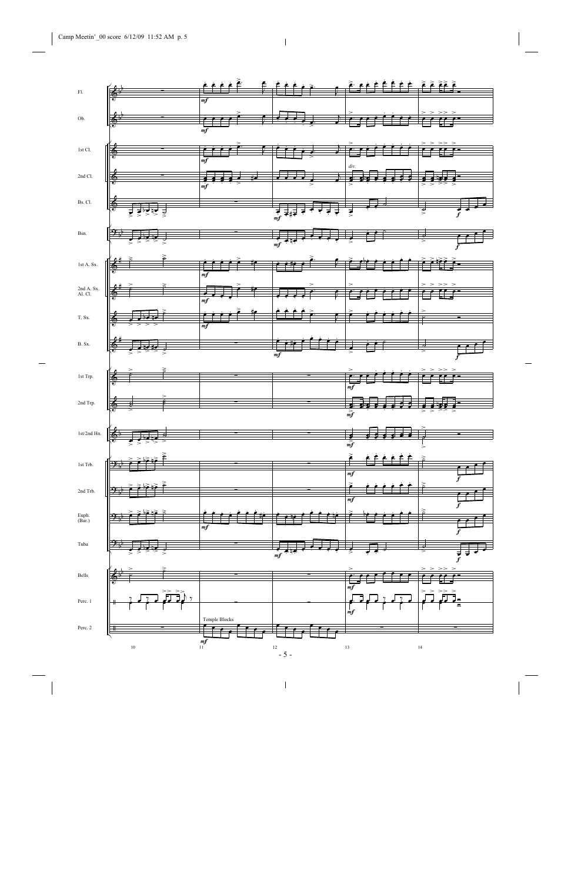Fl.

Ob.

1st Cl.

2nd Cl.

Bs. Cl.

Bsn.

1st A. Sx.

2nd A. Sx. Al. Cl.

T. Sx.

B. Sx.

1st Trp.

2nd Trp.

1st/2nd Hn.

1st Trb.

2nd Trb.

Euph. (Bar.)

Tuba

Bells

Perc. 1

Perc. 2

Temple Blocks

*div.*

*mf*

*f*

10 11 12 13 14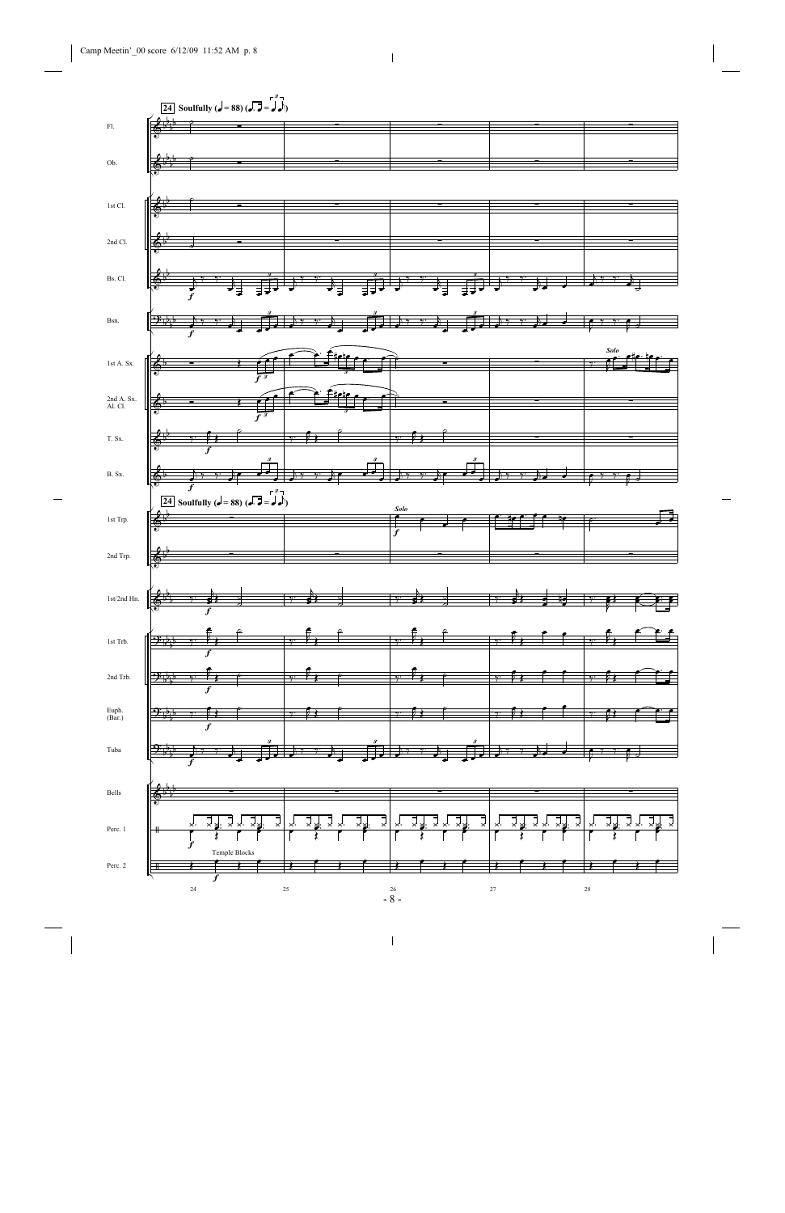**24** Soulfully (♩ = 88)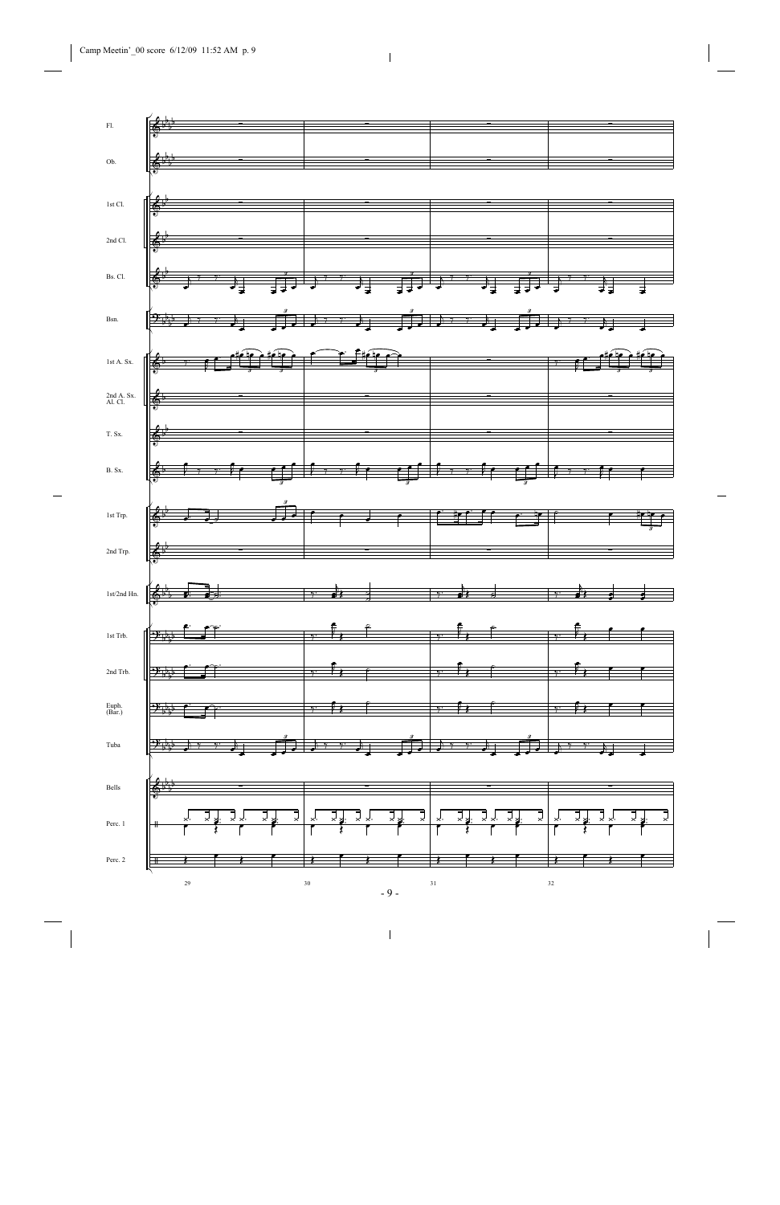Fl.

Ob.

1st Cl.

2nd Cl.

Bs. Cl.

Bsn.

1st A. Sx.

2nd A. Sx.
Al. Cl.

T. Sx.

B. Sx.

1st Trp.

2nd Trp.

1st/2nd Hn.

1st Trb.

2nd Trb.

Euph.
(Bar.)

Tuba

Bells

Perc. 1

Perc. 2

29 30 31 32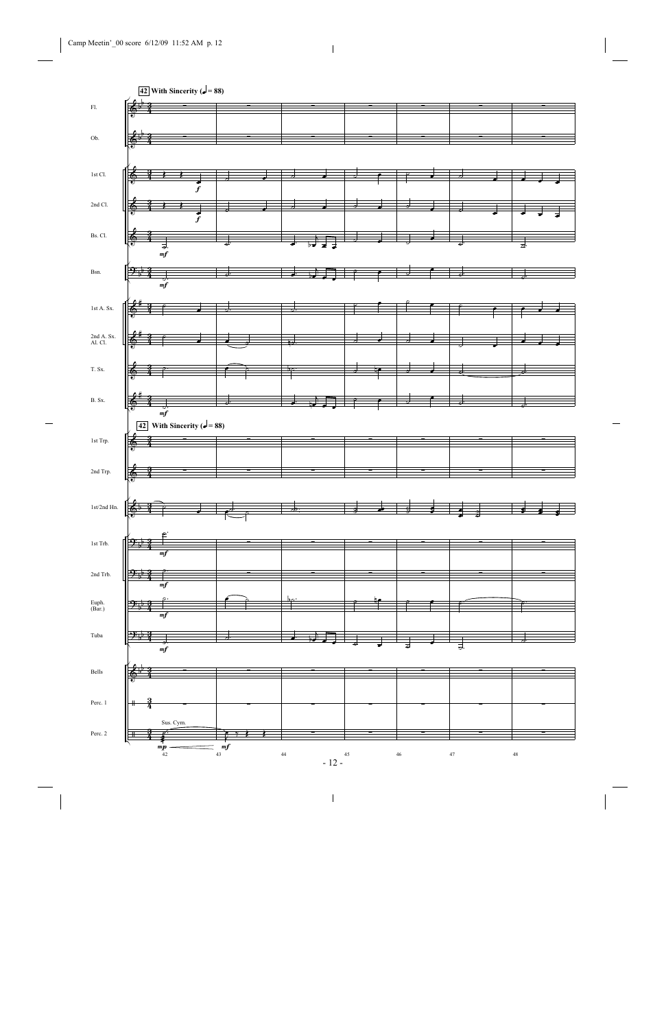**42** **With Sincerity** (♩= 88)

Fl.

Ob.

1st Cl.

2nd Cl.

Bs. Cl.

Bsn.

1st A. Sx.

2nd A. Sx. Al. Cl.

T. Sx.

B. Sx.

**42** **With Sincerity** (♩= 88)

1st Trp.

2nd Trp.

1st/2nd Hn.

1st Trb.

2nd Trb.

Euph. (Bar.)

Tuba

Bells

Perc. 1

Perc. 2

Sus. Cym.

*mp* *mf*

42 43 44 45 46 47 48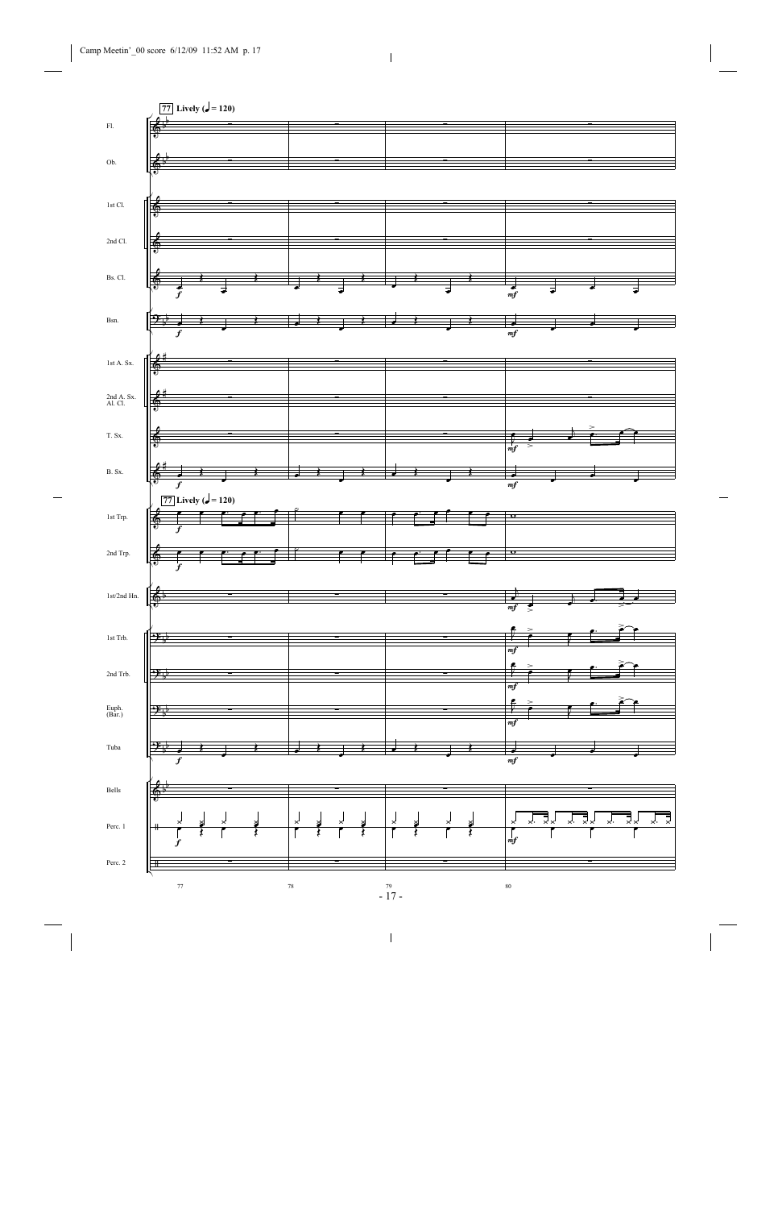77 Lively (♩ = 120)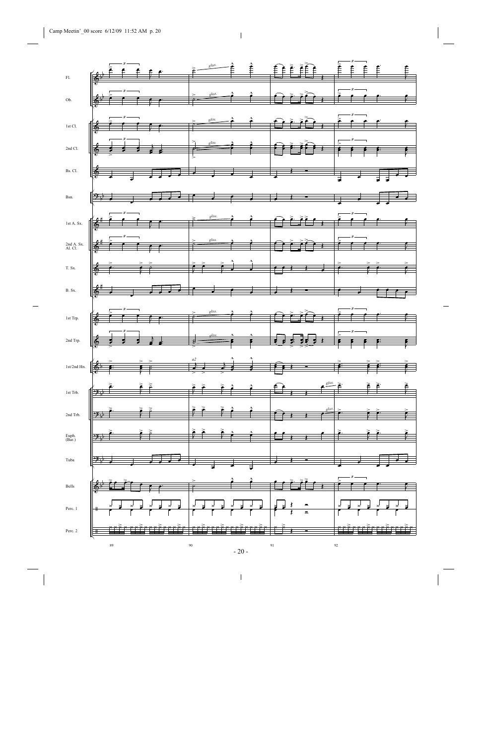Fl.

Ob.

1st Cl.

2nd Cl.

Bs. Cl.

Bsn.

1st A. Sx.

2nd A. Sx.
Al. Cl.

T. Sx.

B. Sx.

1st Trp.

2nd Trp.

1st/2nd Hn.

1st Trb.

2nd Trb.

Euph.
(Bar.)

Tuba

Bells

Perc. 1

Perc. 2

*gliss.*

*a2*

89 90 91 92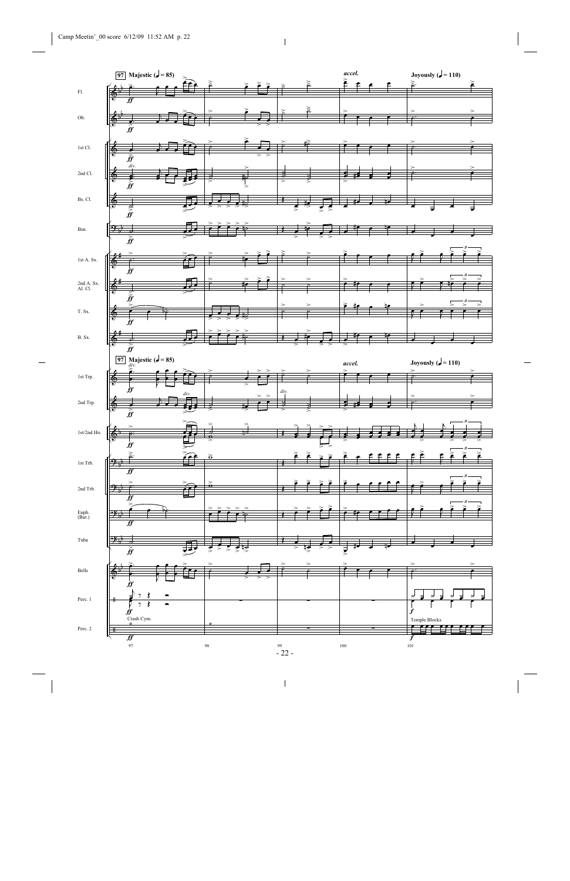**97** **Majestic (♩ = 85)** — *accel.* — **Joyously (♩ = 110)**

Fl.

Ob.

1st Cl.

2nd Cl.

Bs. Cl.

Bsn.

1st A. Sx.

2nd A. Sx. Al. Cl.

T. Sx.

B. Sx.

**97** **Majestic (♩ = 85)** — *accel.* — **Joyously (♩ = 110)**

1st Trp.

2nd Trp.

1st/2nd Hn.

1st Trb.

2nd Trb.

Euph. (Bar.)

Tuba

Bells

Perc. 1

Perc. 2

*ff* *div.* *f*

Crash Cym.

Temple Blocks

97 98 99 100 101